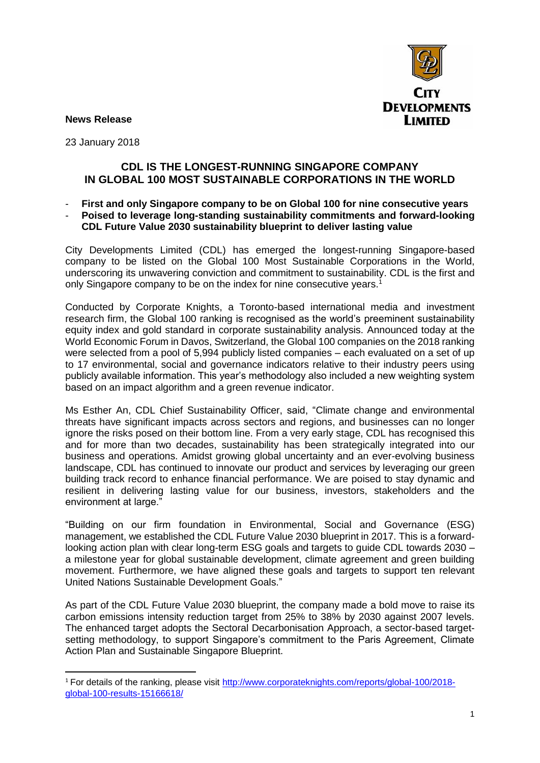**News Release**

23 January 2018

## CDL IS THE LONGEST-RUNNING SINGAPORE COMPANY IN GLOBAL 100 MOST SUSTAINABLE CORPORATIONS IN THE WORLD

- **First and only Singapore company to be on Global 100 for nine consecutive years**
- **Poised to leverage long-standing sustainability commitments and forward-looking CDL Future Value 2030 sustainability blueprint to deliver lasting value**

City Developments Limited (CDL) has emerged the longest-running Singapore-based company to be listed on the Global 100 Most Sustainable Corporations in the World, underscoring its unwavering conviction and commitment to sustainability. CDL is the first and only Singapore company to be on the index for nine consecutive years.[1]

Conducted by Corporate Knights, a Toronto-based international media and investment research firm, the Global 100 ranking is recognised as the world's preeminent sustainability equity index and gold standard in corporate sustainability analysis. Announced today at the World Economic Forum in Davos, Switzerland, the Global 100 companies on the 2018 ranking were selected from a pool of 5,994 publicly listed companies – each evaluated on a set of up to 17 environmental, social and governance indicators relative to their industry peers using publicly available information. This year's methodology also included a new weighting system based on an impact algorithm and a green revenue indicator.

Ms Esther An, CDL Chief Sustainability Officer, said, "Climate change and environmental threats have significant impacts across sectors and regions, and businesses can no longer ignore the risks posed on their bottom line. From a very early stage, CDL has recognised this and for more than two decades, sustainability has been strategically integrated into our business and operations. Amidst growing global uncertainty and an ever-evolving business landscape, CDL has continued to innovate our product and services by leveraging our green building track record to enhance financial performance. We are poised to stay dynamic and resilient in delivering lasting value for our business, investors, stakeholders and the environment at large."

"Building on our firm foundation in Environmental, Social and Governance (ESG) management, we established the CDL Future Value 2030 blueprint in 2017. This is a forward-looking action plan with clear long-term ESG goals and targets to guide CDL towards 2030 – a milestone year for global sustainable development, climate agreement and green building movement. Furthermore, we have aligned these goals and targets to support ten relevant United Nations Sustainable Development Goals."

As part of the CDL Future Value 2030 blueprint, the company made a bold move to raise its carbon emissions intensity reduction target from 25% to 38% by 2030 against 2007 levels. The enhanced target adopts the Sectoral Decarbonisation Approach, a sector-based target-setting methodology, to support Singapore's commitment to the Paris Agreement, Climate Action Plan and Sustainable Singapore Blueprint.

---

[1] For details of the ranking, please visit http://www.corporateknights.com/reports/global-100/2018-global-100-results-15166618/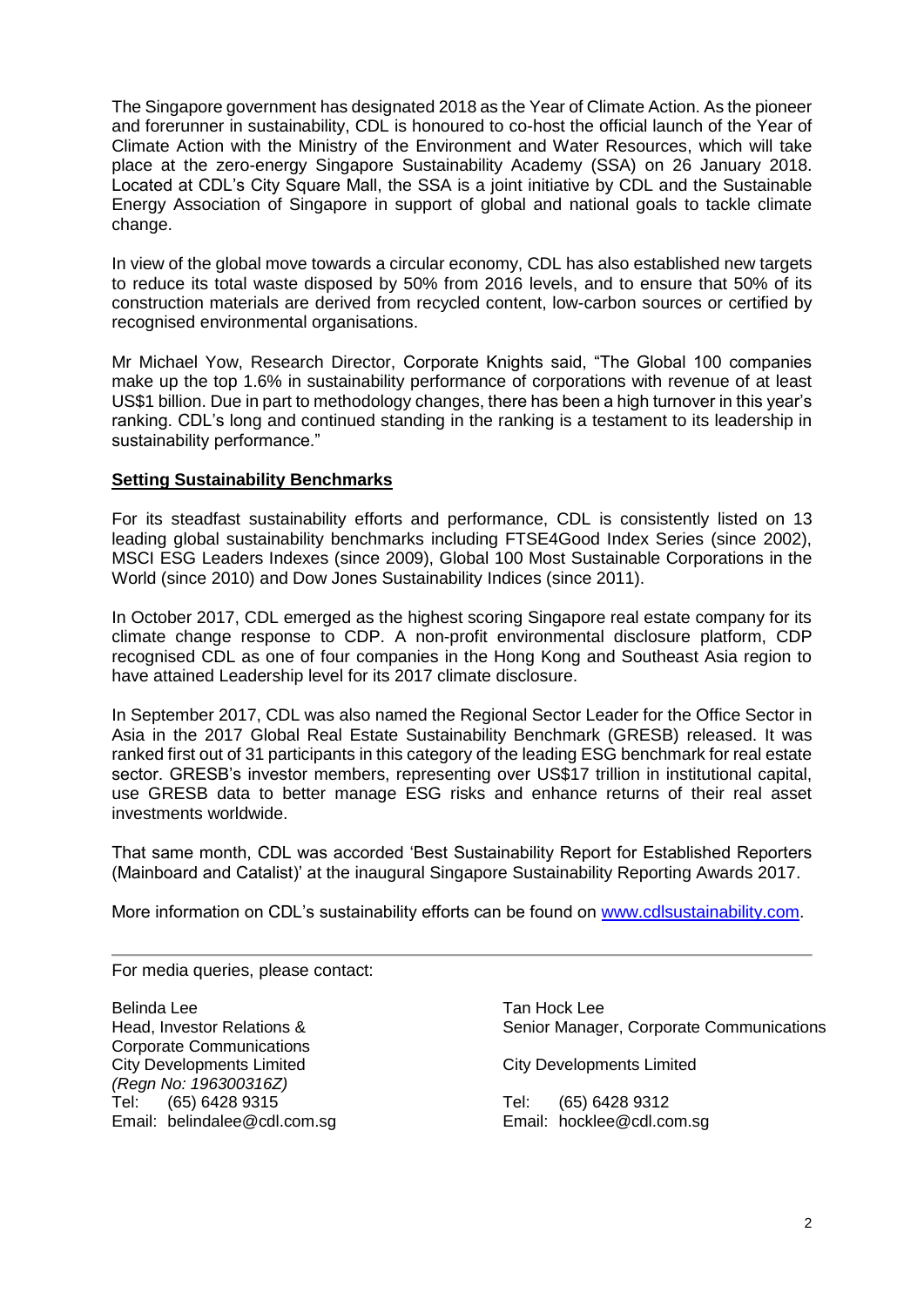The Singapore government has designated 2018 as the Year of Climate Action. As the pioneer and forerunner in sustainability, CDL is honoured to co-host the official launch of the Year of Climate Action with the Ministry of the Environment and Water Resources, which will take place at the zero-energy Singapore Sustainability Academy (SSA) on 26 January 2018. Located at CDL's City Square Mall, the SSA is a joint initiative by CDL and the Sustainable Energy Association of Singapore in support of global and national goals to tackle climate change.

In view of the global move towards a circular economy, CDL has also established new targets to reduce its total waste disposed by 50% from 2016 levels, and to ensure that 50% of its construction materials are derived from recycled content, low-carbon sources or certified by recognised environmental organisations.

Mr Michael Yow, Research Director, Corporate Knights said, "The Global 100 companies make up the top 1.6% in sustainability performance of corporations with revenue of at least US$1 billion. Due in part to methodology changes, there has been a high turnover in this year's ranking. CDL's long and continued standing in the ranking is a testament to its leadership in sustainability performance."

**Setting Sustainability Benchmarks**

For its steadfast sustainability efforts and performance, CDL is consistently listed on 13 leading global sustainability benchmarks including FTSE4Good Index Series (since 2002), MSCI ESG Leaders Indexes (since 2009), Global 100 Most Sustainable Corporations in the World (since 2010) and Dow Jones Sustainability Indices (since 2011).

In October 2017, CDL emerged as the highest scoring Singapore real estate company for its climate change response to CDP. A non-profit environmental disclosure platform, CDP recognised CDL as one of four companies in the Hong Kong and Southeast Asia region to have attained Leadership level for its 2017 climate disclosure.

In September 2017, CDL was also named the Regional Sector Leader for the Office Sector in Asia in the 2017 Global Real Estate Sustainability Benchmark (GRESB) released. It was ranked first out of 31 participants in this category of the leading ESG benchmark for real estate sector. GRESB's investor members, representing over US$17 trillion in institutional capital, use GRESB data to better manage ESG risks and enhance returns of their real asset investments worldwide.

That same month, CDL was accorded 'Best Sustainability Report for Established Reporters (Mainboard and Catalist)' at the inaugural Singapore Sustainability Reporting Awards 2017.

More information on CDL's sustainability efforts can be found on [www.cdlsustainability.com](www.cdlsustainability.com).

---

For media queries, please contact:

Belinda Lee
Head, Investor Relations & Corporate Communications
City Developments Limited
*(Regn No: 196300316Z)*
Tel: (65) 6428 9315
Email: belindalee@cdl.com.sg

Tan Hock Lee
Senior Manager, Corporate Communications
City Developments Limited
Tel: (65) 6428 9312
Email: hocklee@cdl.com.sg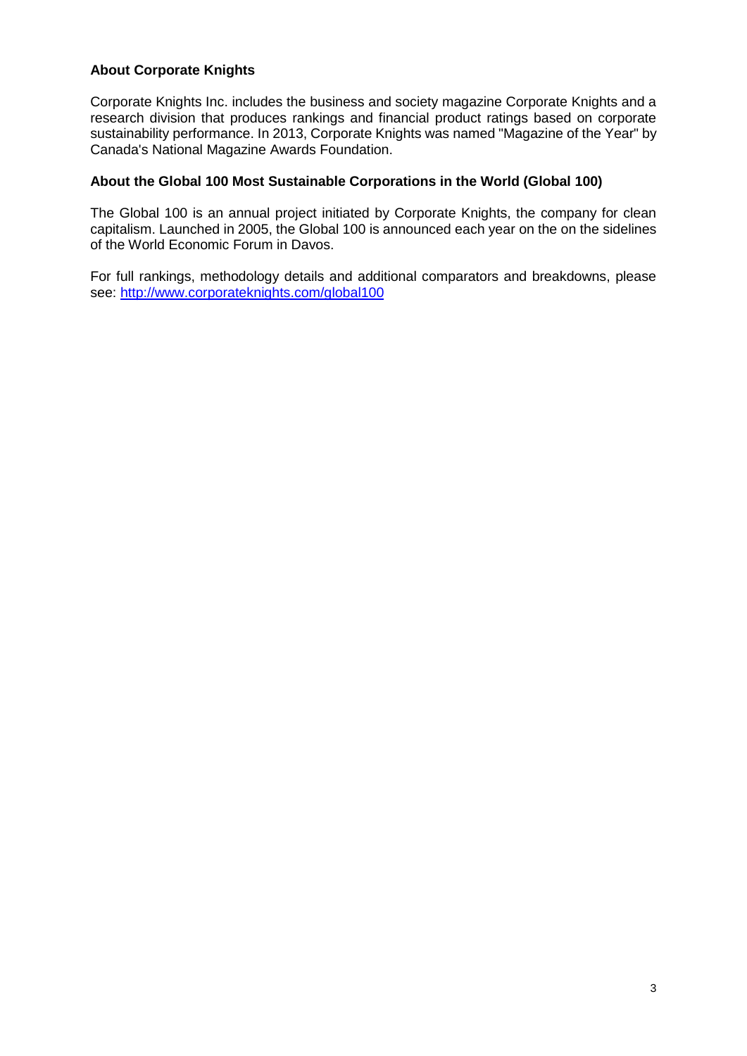**About Corporate Knights**

Corporate Knights Inc. includes the business and society magazine Corporate Knights and a research division that produces rankings and financial product ratings based on corporate sustainability performance. In 2013, Corporate Knights was named "Magazine of the Year" by Canada's National Magazine Awards Foundation.

**About the Global 100 Most Sustainable Corporations in the World (Global 100)**

The Global 100 is an annual project initiated by Corporate Knights, the company for clean capitalism. Launched in 2005, the Global 100 is announced each year on the on the sidelines of the World Economic Forum in Davos.

For full rankings, methodology details and additional comparators and breakdowns, please see: http://www.corporateknights.com/global100